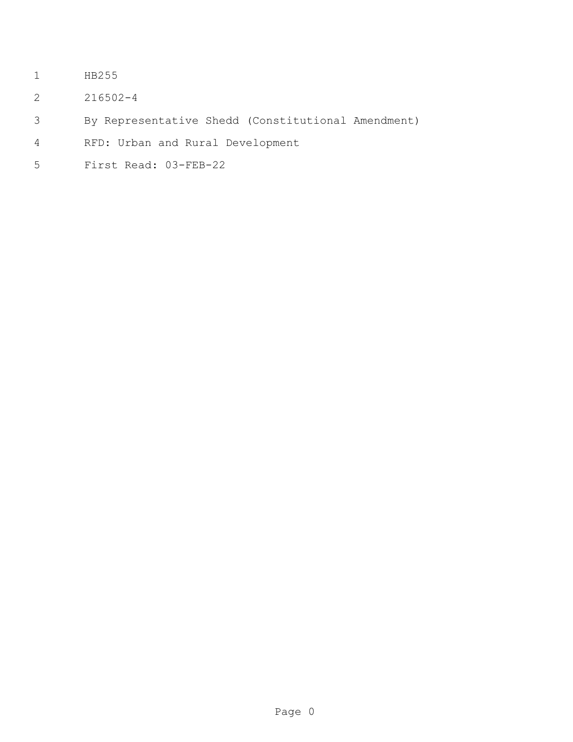HB255

216502-4

By Representative Shedd (Constitutional Amendment)

RFD: Urban and Rural Development

First Read: 03-FEB-22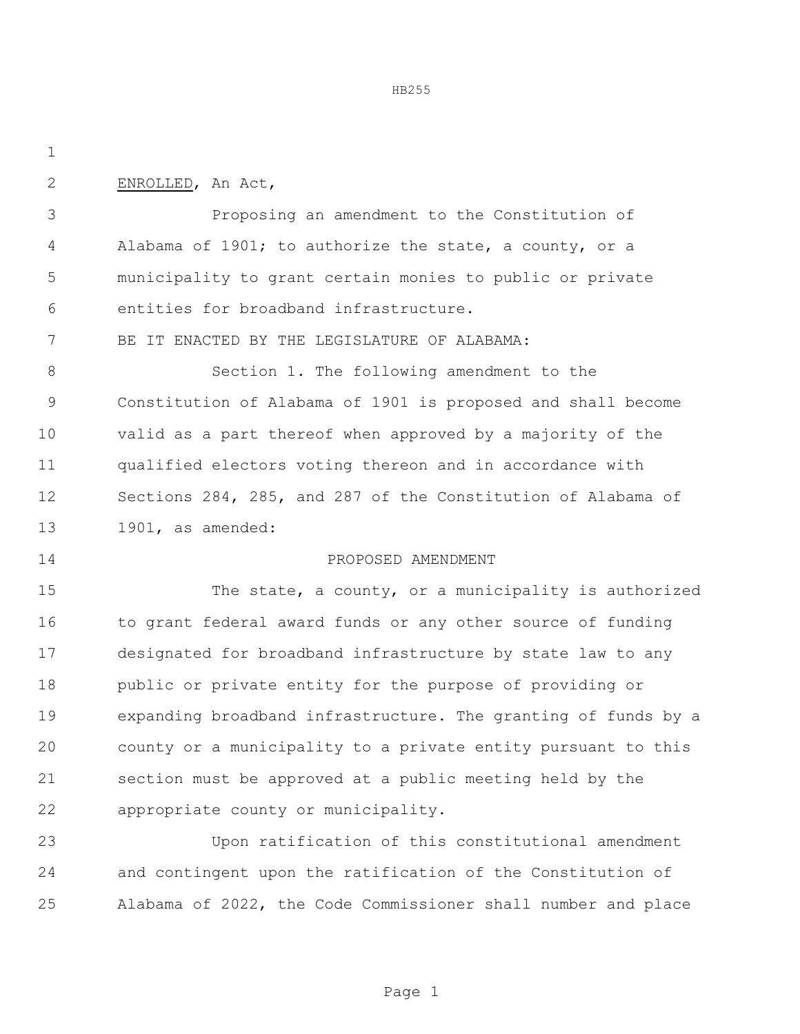ENROLLED, An Act,

Proposing an amendment to the Constitution of Alabama of 1901; to authorize the state, a county, or a municipality to grant certain monies to public or private entities for broadband infrastructure.

BE IT ENACTED BY THE LEGISLATURE OF ALABAMA:

Section 1. The following amendment to the Constitution of Alabama of 1901 is proposed and shall become valid as a part thereof when approved by a majority of the qualified electors voting thereon and in accordance with Sections 284, 285, and 287 of the Constitution of Alabama of 1901, as amended:

PROPOSED AMENDMENT

The state, a county, or a municipality is authorized to grant federal award funds or any other source of funding designated for broadband infrastructure by state law to any public or private entity for the purpose of providing or expanding broadband infrastructure. The granting of funds by a county or a municipality to a private entity pursuant to this section must be approved at a public meeting held by the appropriate county or municipality.

Upon ratification of this constitutional amendment and contingent upon the ratification of the Constitution of Alabama of 2022, the Code Commissioner shall number and place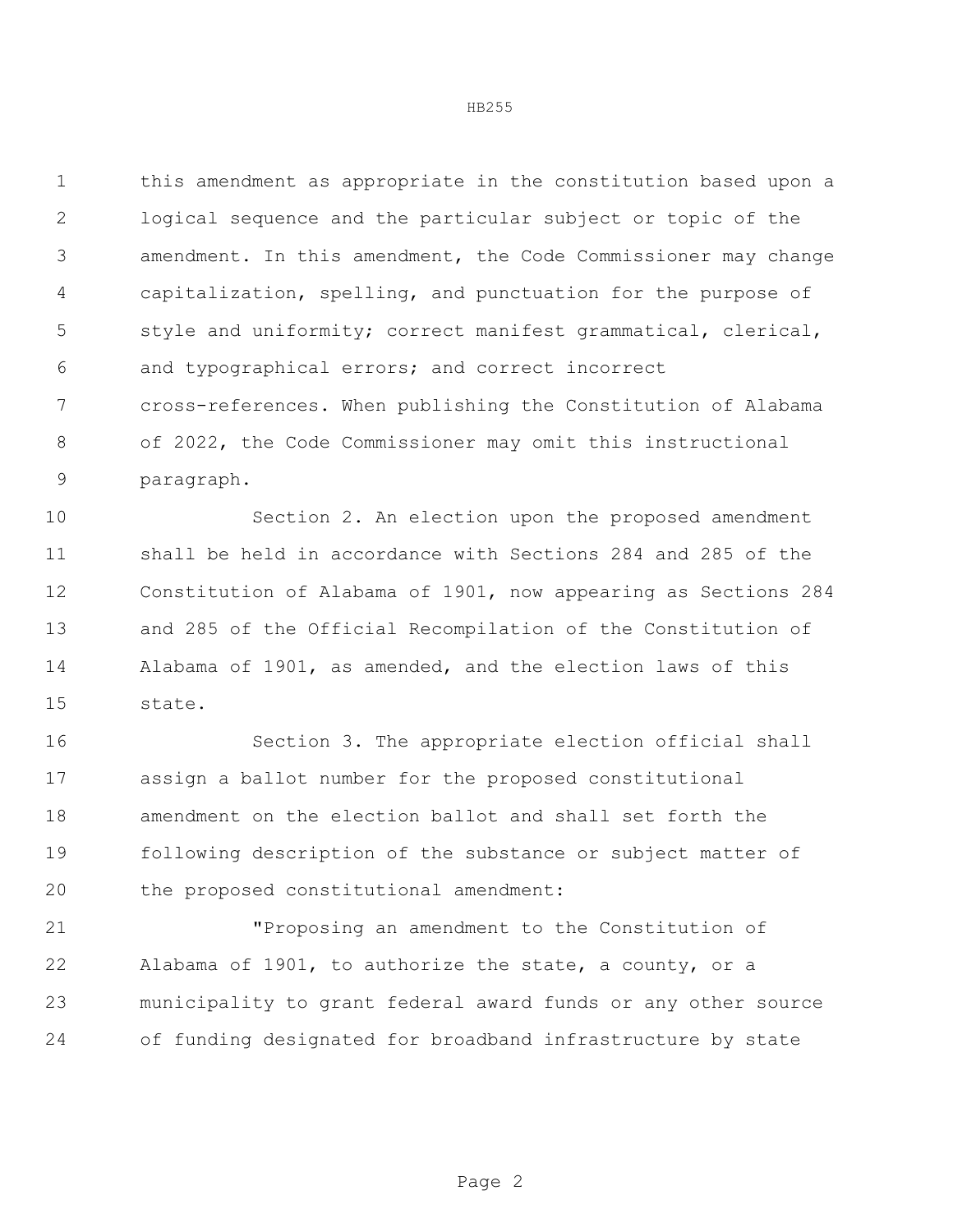this amendment as appropriate in the constitution based upon a logical sequence and the particular subject or topic of the amendment. In this amendment, the Code Commissioner may change capitalization, spelling, and punctuation for the purpose of style and uniformity; correct manifest grammatical, clerical, and typographical errors; and correct incorrect cross-references. When publishing the Constitution of Alabama of 2022, the Code Commissioner may omit this instructional paragraph.

Section 2. An election upon the proposed amendment shall be held in accordance with Sections 284 and 285 of the Constitution of Alabama of 1901, now appearing as Sections 284 and 285 of the Official Recompilation of the Constitution of Alabama of 1901, as amended, and the election laws of this state.

Section 3. The appropriate election official shall assign a ballot number for the proposed constitutional amendment on the election ballot and shall set forth the following description of the substance or subject matter of the proposed constitutional amendment:

"Proposing an amendment to the Constitution of Alabama of 1901, to authorize the state, a county, or a municipality to grant federal award funds or any other source of funding designated for broadband infrastructure by state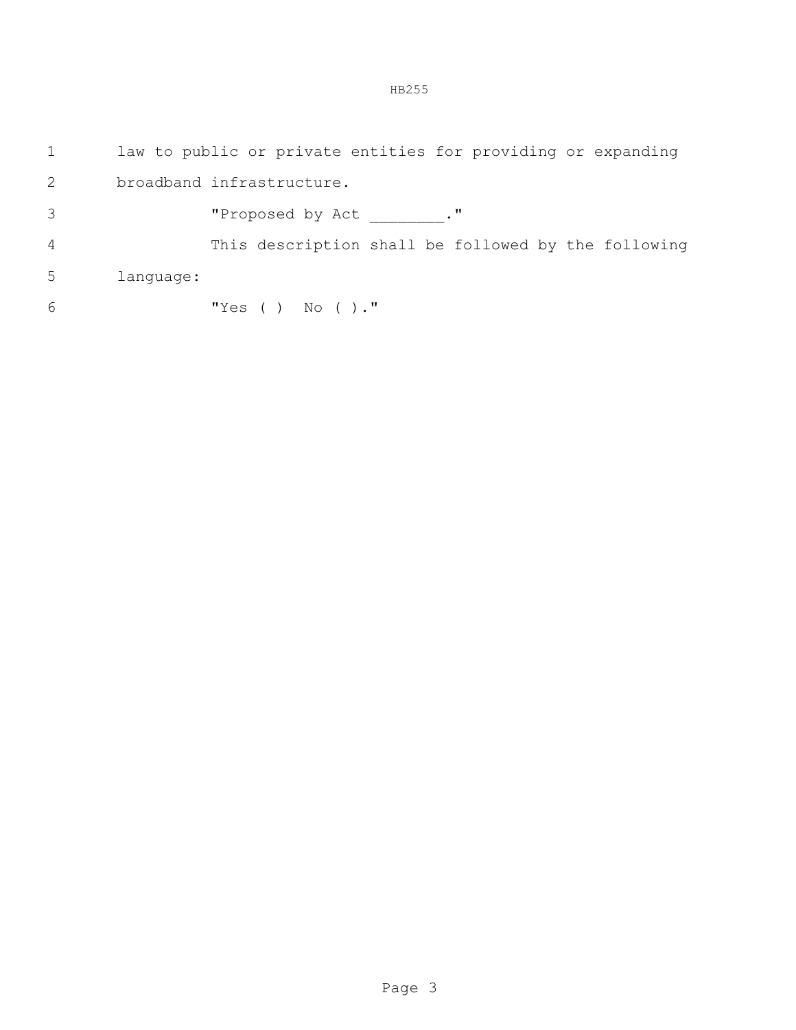law to public or private entities for providing or expanding broadband infrastructure.

"Proposed by Act ________."

This description shall be followed by the following language:

"Yes ( ) No ( )."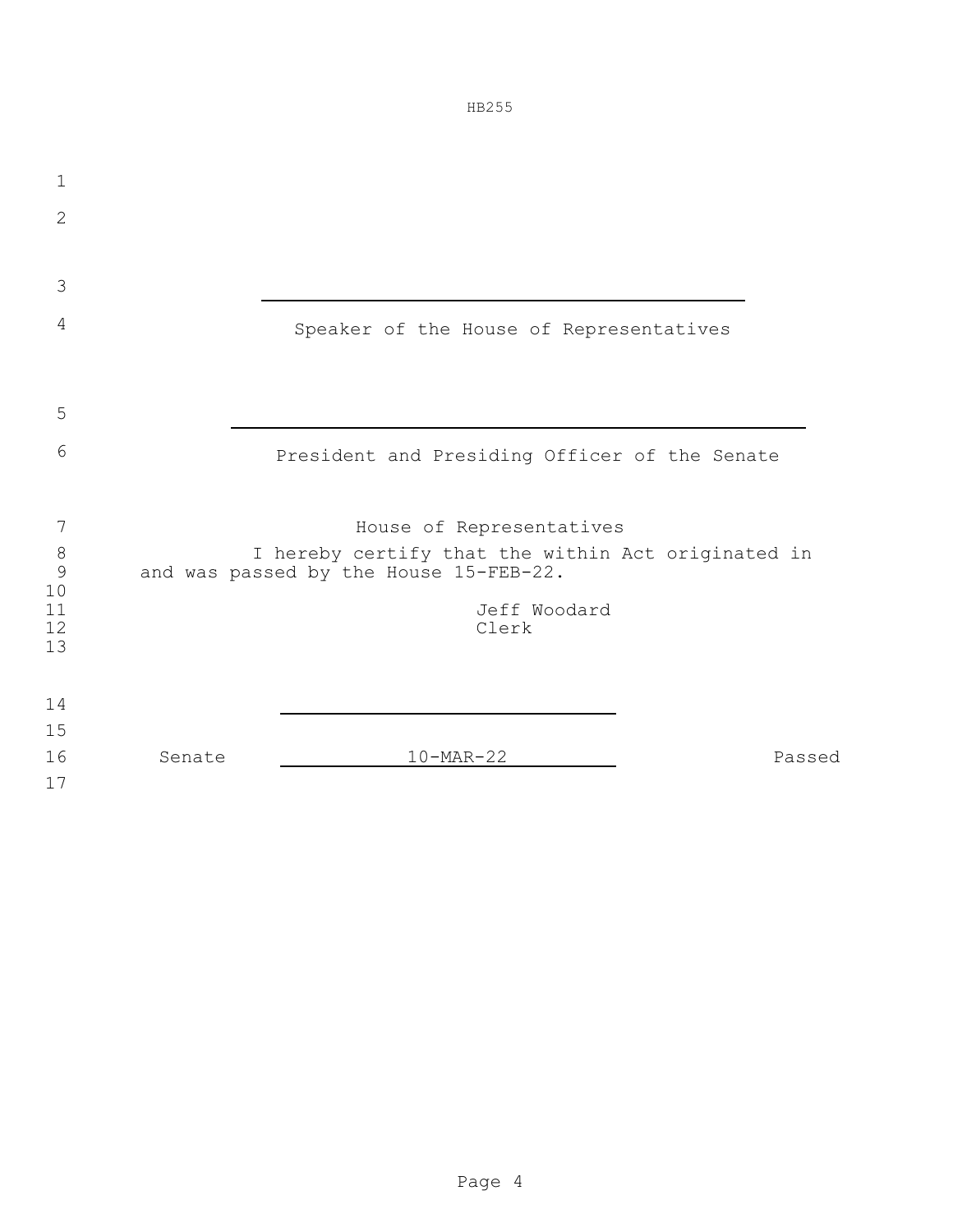\_\_\_\_\_\_\_\_\_\_\_\_\_\_\_\_\_\_\_\_\_\_\_\_\_\_\_\_\_\_\_\_\_\_\_\_\_\_\_\_

Speaker of the House of Representatives

\_\_\_\_\_\_\_\_\_\_\_\_\_\_\_\_\_\_\_\_\_\_\_\_\_\_\_\_\_\_\_\_\_\_\_\_\_\_\_\_

President and Presiding Officer of the Senate

House of Representatives

I hereby certify that the within Act originated in and was passed by the House 15-FEB-22.

Jeff Woodard
Clerk

\_\_\_\_\_\_\_\_\_\_\_\_\_\_\_\_\_\_\_\_\_\_\_\_\_\_\_\_

Senate 10-MAR-22 Passed